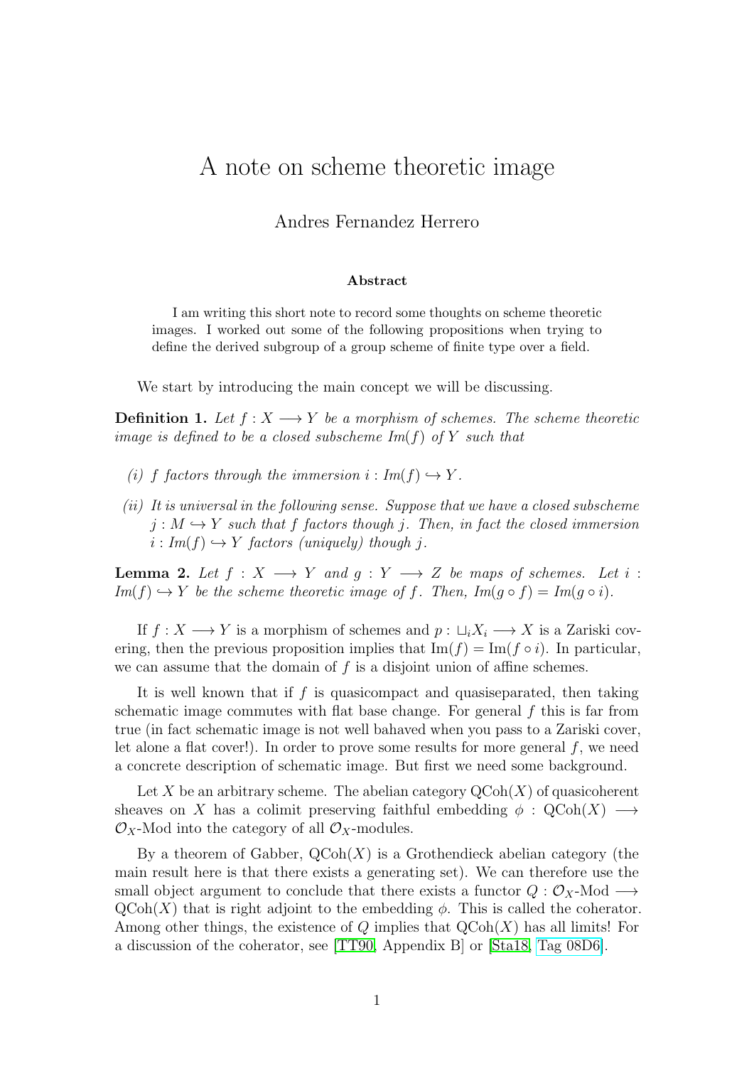#### A note on scheme theoretic image

Andres Fernandez Herrero

**Abstract**

I am writing this short note to record some thoughts on scheme theoretic images. I worked out some of the following propositions when trying to define the derived subgroup of a group scheme of finite type over a field.

We start by introducing the main concept we will be discussing.

**Definition 1.** *Let $f : X \longrightarrow Y$ be a morphism of schemes. The scheme theoretic image is defined to be a closed subscheme $Im(f)$ of $Y$ such that*

*(i) $f$ factors through the immersion $i : Im(f) \hookrightarrow Y$.*

*(ii) It is universal in the following sense. Suppose that we have a closed subscheme $j : M \hookrightarrow Y$ such that $f$ factors though $j$. Then, in fact the closed immersion $i : Im(f) \hookrightarrow Y$ factors (uniquely) though $j$.*

**Lemma 2.** *Let $f : X \longrightarrow Y$ and $g : Y \longrightarrow Z$ be maps of schemes. Let $i : Im(f) \hookrightarrow Y$ be the scheme theoretic image of $f$. Then, $Im(g \circ f) = Im(g \circ i)$.*

If $f : X \longrightarrow Y$ is a morphism of schemes and $p : \sqcup_i X_i \longrightarrow X$ is a Zariski covering, then the previous proposition implies that $\text{Im}(f) = \text{Im}(f \circ i)$. In particular, we can assume that the domain of $f$ is a disjoint union of affine schemes.

It is well known that if $f$ is quasicompact and quasiseparated, then taking schematic image commutes with flat base change. For general $f$ this is far from true (in fact schematic image is not well bahaved when you pass to a Zariski cover, let alone a flat cover!). In order to prove some results for more general $f$, we need a concrete description of schematic image. But first we need some background.

Let $X$ be an arbitrary scheme. The abelian category $\text{QCoh}(X)$ of quasicoherent sheaves on $X$ has a colimit preserving faithful embedding $\phi : \text{QCoh}(X) \longrightarrow \mathcal{O}_X\text{-Mod}$ into the category of all $\mathcal{O}_X$-modules.

By a theorem of Gabber, $\text{QCoh}(X)$ is a Grothendieck abelian category (the main result here is that there exists a generating set). We can therefore use the small object argument to conclude that there exists a functor $Q : \mathcal{O}_X\text{-Mod} \longrightarrow \text{QCoh}(X)$ that is right adjoint to the embedding $\phi$. This is called the coherator. Among other things, the existence of $Q$ implies that $\text{QCoh}(X)$ has all limits! For a discussion of the coherator, see [TT90, Appendix B] or [Sta18, Tag 08D6].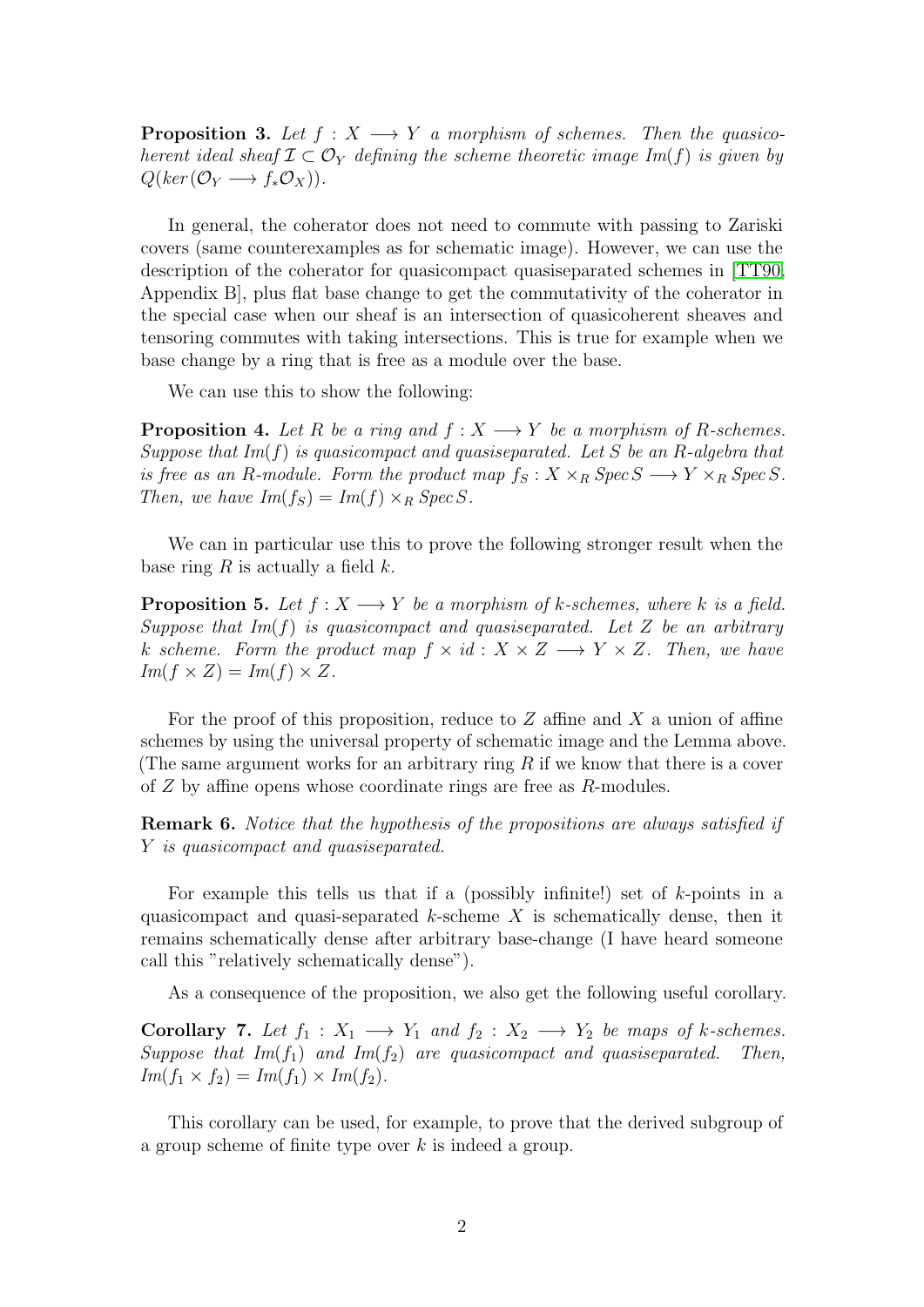**Proposition 3.** *Let $f : X \longrightarrow Y$ a morphism of schemes. Then the quasicoherent ideal sheaf $\mathcal{I} \subset \mathcal{O}_Y$ defining the scheme theoretic image $Im(f)$ is given by $Q(ker(\mathcal{O}_Y \longrightarrow f_*\mathcal{O}_X))$.*

In general, the coherator does not need to commute with passing to Zariski covers (same counterexamples as for schematic image). However, we can use the description of the coherator for quasicompact quasiseparated schemes in [TT90, Appendix B], plus flat base change to get the commutativity of the coherator in the special case when our sheaf is an intersection of quasicoherent sheaves and tensoring commutes with taking intersections. This is true for example when we base change by a ring that is free as a module over the base.

We can use this to show the following:

**Proposition 4.** *Let $R$ be a ring and $f : X \longrightarrow Y$ be a morphism of $R$-schemes. Suppose that $Im(f)$ is quasicompact and quasiseparated. Let $S$ be an $R$-algebra that is free as an $R$-module. Form the product map $f_S : X \times_R Spec\, S \longrightarrow Y \times_R Spec\, S$. Then, we have $Im(f_S) = Im(f) \times_R Spec\, S$.*

We can in particular use this to prove the following stronger result when the base ring $R$ is actually a field $k$.

**Proposition 5.** *Let $f : X \longrightarrow Y$ be a morphism of $k$-schemes, where $k$ is a field. Suppose that $Im(f)$ is quasicompact and quasiseparated. Let $Z$ be an arbitrary $k$ scheme. Form the product map $f \times id : X \times Z \longrightarrow Y \times Z$. Then, we have $Im(f \times Z) = Im(f) \times Z$.*

For the proof of this proposition, reduce to $Z$ affine and $X$ a union of affine schemes by using the universal property of schematic image and the Lemma above. (The same argument works for an arbitrary ring $R$ if we know that there is a cover of $Z$ by affine opens whose coordinate rings are free as $R$-modules.

**Remark 6.** *Notice that the hypothesis of the propositions are always satisfied if $Y$ is quasicompact and quasiseparated.*

For example this tells us that if a (possibly infinite!) set of $k$-points in a quasicompact and quasi-separated $k$-scheme $X$ is schematically dense, then it remains schematically dense after arbitrary base-change (I have heard someone call this "relatively schematically dense").

As a consequence of the proposition, we also get the following useful corollary.

**Corollary 7.** *Let $f_1 : X_1 \longrightarrow Y_1$ and $f_2 : X_2 \longrightarrow Y_2$ be maps of $k$-schemes. Suppose that $Im(f_1)$ and $Im(f_2)$ are quasicompact and quasiseparated. Then, $Im(f_1 \times f_2) = Im(f_1) \times Im(f_2)$.*

This corollary can be used, for example, to prove that the derived subgroup of a group scheme of finite type over $k$ is indeed a group.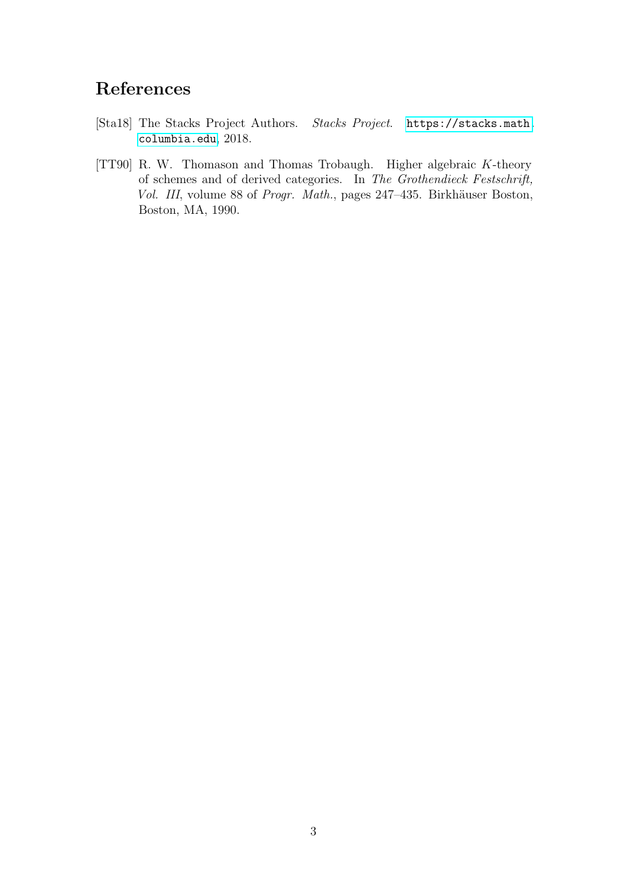## References

[Sta18] The Stacks Project Authors. *Stacks Project*. https://stacks.math.columbia.edu, 2018.

[TT90] R. W. Thomason and Thomas Trobaugh. Higher algebraic $K$-theory of schemes and of derived categories. In *The Grothendieck Festschrift, Vol. III*, volume 88 of *Progr. Math.*, pages 247–435. Birkhäuser Boston, Boston, MA, 1990.